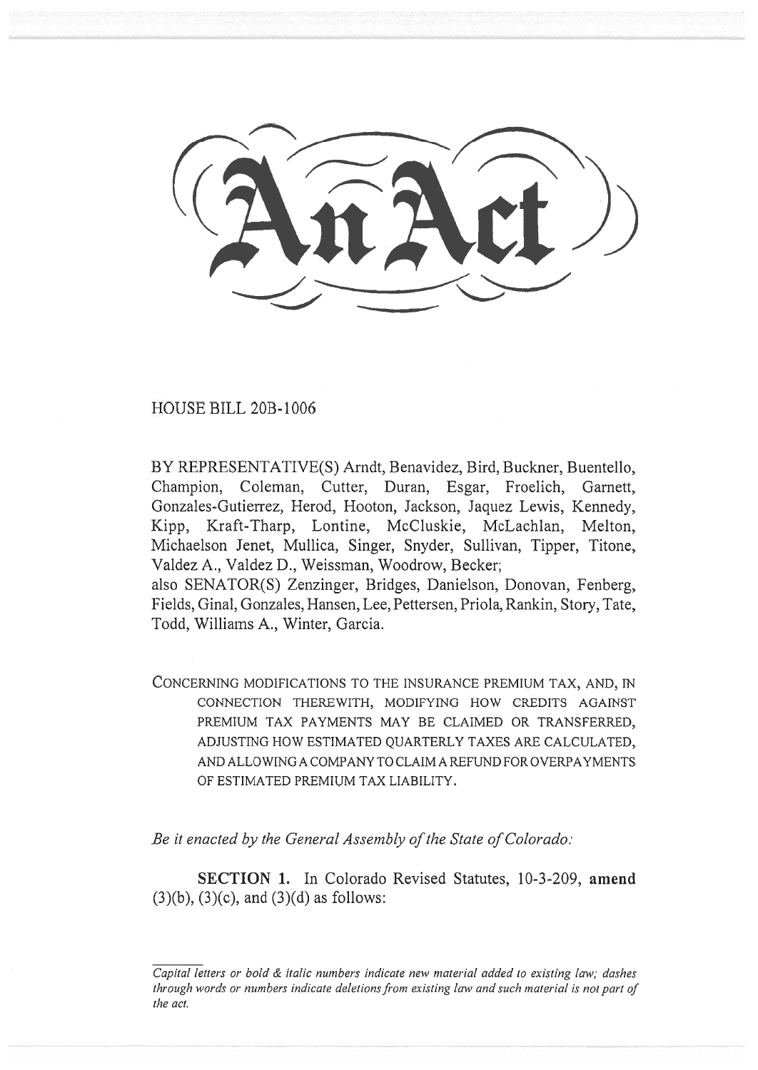# An Act

HOUSE BILL 20B-1006

BY REPRESENTATIVE(S) Arndt, Benavidez, Bird, Buckner, Buentello, Champion, Coleman, Cutter, Duran, Esgar, Froelich, Garnett, Gonzales-Gutierrez, Herod, Hooton, Jackson, Jaquez Lewis, Kennedy, Kipp, Kraft-Tharp, Lontine, McCluskie, McLachlan, Melton, Michaelson Jenet, Mullica, Singer, Snyder, Sullivan, Tipper, Titone, Valdez A., Valdez D., Weissman, Woodrow, Becker;
also SENATOR(S) Zenzinger, Bridges, Danielson, Donovan, Fenberg, Fields, Ginal, Gonzales, Hansen, Lee, Pettersen, Priola, Rankin, Story, Tate, Todd, Williams A., Winter, Garcia.

CONCERNING MODIFICATIONS TO THE INSURANCE PREMIUM TAX, AND, IN CONNECTION THEREWITH, MODIFYING HOW CREDITS AGAINST PREMIUM TAX PAYMENTS MAY BE CLAIMED OR TRANSFERRED, ADJUSTING HOW ESTIMATED QUARTERLY TAXES ARE CALCULATED, AND ALLOWING A COMPANY TO CLAIM A REFUND FOR OVERPAYMENTS OF ESTIMATED PREMIUM TAX LIABILITY.

*Be it enacted by the General Assembly of the State of Colorado:*

**SECTION 1.** In Colorado Revised Statutes, 10-3-209, **amend** (3)(b), (3)(c), and (3)(d) as follows:

*Capital letters or bold & italic numbers indicate new material added to existing law; dashes through words or numbers indicate deletions from existing law and such material is not part of the act.*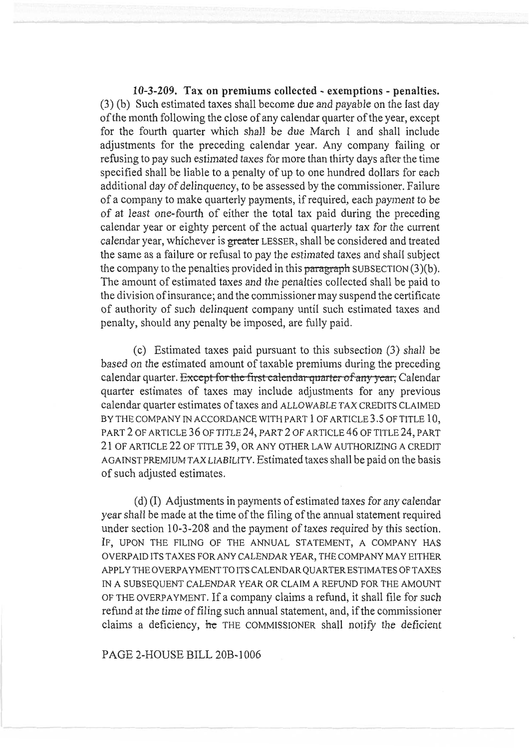**10-3-209. Tax on premiums collected - exemptions - penalties.** (3) (b) Such estimated taxes shall become due and payable on the last day of the month following the close of any calendar quarter of the year, except for the fourth quarter which shall be due March 1 and shall include adjustments for the preceding calendar year. Any company failing or refusing to pay such estimated taxes for more than thirty days after the time specified shall be liable to a penalty of up to one hundred dollars for each additional day of delinquency, to be assessed by the commissioner. Failure of a company to make quarterly payments, if required, each payment to be of at least one-fourth of either the total tax paid during the preceding calendar year or eighty percent of the actual quarterly tax for the current calendar year, whichever is ~~greater~~ LESSER, shall be considered and treated the same as a failure or refusal to pay the estimated taxes and shall subject the company to the penalties provided in this ~~paragraph~~ SUBSECTION (3)(b). The amount of estimated taxes and the penalties collected shall be paid to the division of insurance; and the commissioner may suspend the certificate of authority of such delinquent company until such estimated taxes and penalty, should any penalty be imposed, are fully paid.

(c) Estimated taxes paid pursuant to this subsection (3) shall be based on the estimated amount of taxable premiums during the preceding calendar quarter. ~~Except for the first calendar quarter of any year,~~ Calendar quarter estimates of taxes may include adjustments for any previous calendar quarter estimates of taxes and ALLOWABLE TAX CREDITS CLAIMED BY THE COMPANY IN ACCORDANCE WITH PART 1 OF ARTICLE 3.5 OF TITLE 10, PART 2 OF ARTICLE 36 OF TITLE 24, PART 2 OF ARTICLE 46 OF TITLE 24, PART 21 OF ARTICLE 22 OF TITLE 39, OR ANY OTHER LAW AUTHORIZING A CREDIT AGAINST PREMIUM TAX LIABILITY. Estimated taxes shall be paid on the basis of such adjusted estimates.

(d) (I) Adjustments in payments of estimated taxes for any calendar year shall be made at the time of the filing of the annual statement required under section 10-3-208 and the payment of taxes required by this section. IF, UPON THE FILING OF THE ANNUAL STATEMENT, A COMPANY HAS OVERPAID ITS TAXES FOR ANY CALENDAR YEAR, THE COMPANY MAY EITHER APPLY THE OVERPAYMENT TO ITS CALENDAR QUARTER ESTIMATES OF TAXES IN A SUBSEQUENT CALENDAR YEAR OR CLAIM A REFUND FOR THE AMOUNT OF THE OVERPAYMENT. If a company claims a refund, it shall file for such refund at the time of filing such annual statement, and, if the commissioner claims a deficiency, ~~he~~ THE COMMISSIONER shall notify the deficient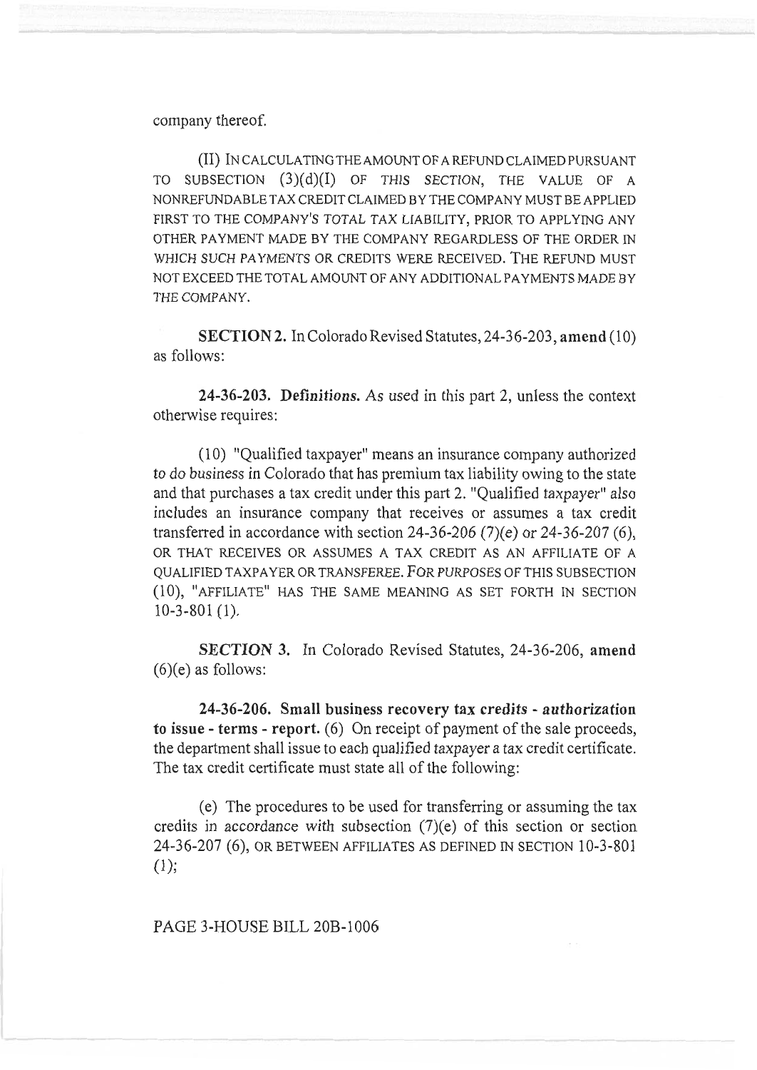company thereof.

(II) IN CALCULATING THE AMOUNT OF A REFUND CLAIMED PURSUANT TO SUBSECTION (3)(d)(I) OF THIS SECTION, THE VALUE OF A NONREFUNDABLE TAX CREDIT CLAIMED BY THE COMPANY MUST BE APPLIED FIRST TO THE COMPANY'S TOTAL TAX LIABILITY, PRIOR TO APPLYING ANY OTHER PAYMENT MADE BY THE COMPANY REGARDLESS OF THE ORDER IN WHICH SUCH PAYMENTS OR CREDITS WERE RECEIVED. THE REFUND MUST NOT EXCEED THE TOTAL AMOUNT OF ANY ADDITIONAL PAYMENTS MADE BY THE COMPANY.

**SECTION 2.** In Colorado Revised Statutes, 24-36-203, **amend** (10) as follows:

**24-36-203. Definitions.** As used in this part 2, unless the context otherwise requires:

(10) "Qualified taxpayer" means an insurance company authorized to do business in Colorado that has premium tax liability owing to the state and that purchases a tax credit under this part 2. "Qualified taxpayer" also includes an insurance company that receives or assumes a tax credit transferred in accordance with section 24-36-206 (7)(e) or 24-36-207 (6), OR THAT RECEIVES OR ASSUMES A TAX CREDIT AS AN AFFILIATE OF A QUALIFIED TAXPAYER OR TRANSFEREE. FOR PURPOSES OF THIS SUBSECTION (10), "AFFILIATE" HAS THE SAME MEANING AS SET FORTH IN SECTION 10-3-801 (1).

**SECTION 3.** In Colorado Revised Statutes, 24-36-206, **amend** (6)(e) as follows:

**24-36-206. Small business recovery tax credits - authorization to issue - terms - report.** (6) On receipt of payment of the sale proceeds, the department shall issue to each qualified taxpayer a tax credit certificate. The tax credit certificate must state all of the following:

(e) The procedures to be used for transferring or assuming the tax credits in accordance with subsection (7)(e) of this section or section 24-36-207 (6), OR BETWEEN AFFILIATES AS DEFINED IN SECTION 10-3-801 (1);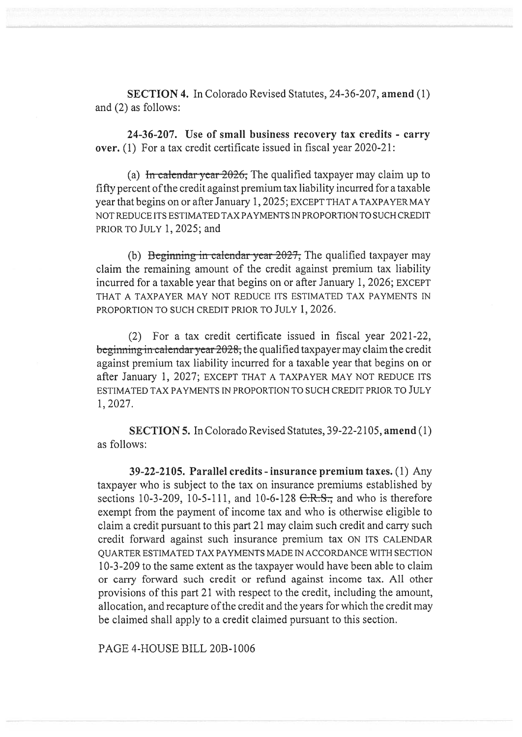**SECTION 4.** In Colorado Revised Statutes, 24-36-207, **amend** (1) and (2) as follows:

**24-36-207. Use of small business recovery tax credits - carry over.** (1) For a tax credit certificate issued in fiscal year 2020-21:

(a) ~~In calendar year 2026,~~ The qualified taxpayer may claim up to fifty percent of the credit against premium tax liability incurred for a taxable year that begins on or after January 1, 2025; EXCEPT THAT A TAXPAYER MAY NOT REDUCE ITS ESTIMATED TAX PAYMENTS IN PROPORTION TO SUCH CREDIT PRIOR TO JULY 1, 2025; and

(b) ~~Beginning in calendar year 2027,~~ The qualified taxpayer may claim the remaining amount of the credit against premium tax liability incurred for a taxable year that begins on or after January 1, 2026; EXCEPT THAT A TAXPAYER MAY NOT REDUCE ITS ESTIMATED TAX PAYMENTS IN PROPORTION TO SUCH CREDIT PRIOR TO JULY 1, 2026.

(2) For a tax credit certificate issued in fiscal year 2021-22, ~~beginning in calendar year 2028,~~ the qualified taxpayer may claim the credit against premium tax liability incurred for a taxable year that begins on or after January 1, 2027; EXCEPT THAT A TAXPAYER MAY NOT REDUCE ITS ESTIMATED TAX PAYMENTS IN PROPORTION TO SUCH CREDIT PRIOR TO JULY 1, 2027.

**SECTION 5.** In Colorado Revised Statutes, 39-22-2105, **amend** (1) as follows:

**39-22-2105. Parallel credits - insurance premium taxes.** (1) Any taxpayer who is subject to the tax on insurance premiums established by sections 10-3-209, 10-5-111, and 10-6-128 ~~C.R.S.,~~ and who is therefore exempt from the payment of income tax and who is otherwise eligible to claim a credit pursuant to this part 21 may claim such credit and carry such credit forward against such insurance premium tax ON ITS CALENDAR QUARTER ESTIMATED TAX PAYMENTS MADE IN ACCORDANCE WITH SECTION 10-3-209 to the same extent as the taxpayer would have been able to claim or carry forward such credit or refund against income tax. All other provisions of this part 21 with respect to the credit, including the amount, allocation, and recapture of the credit and the years for which the credit may be claimed shall apply to a credit claimed pursuant to this section.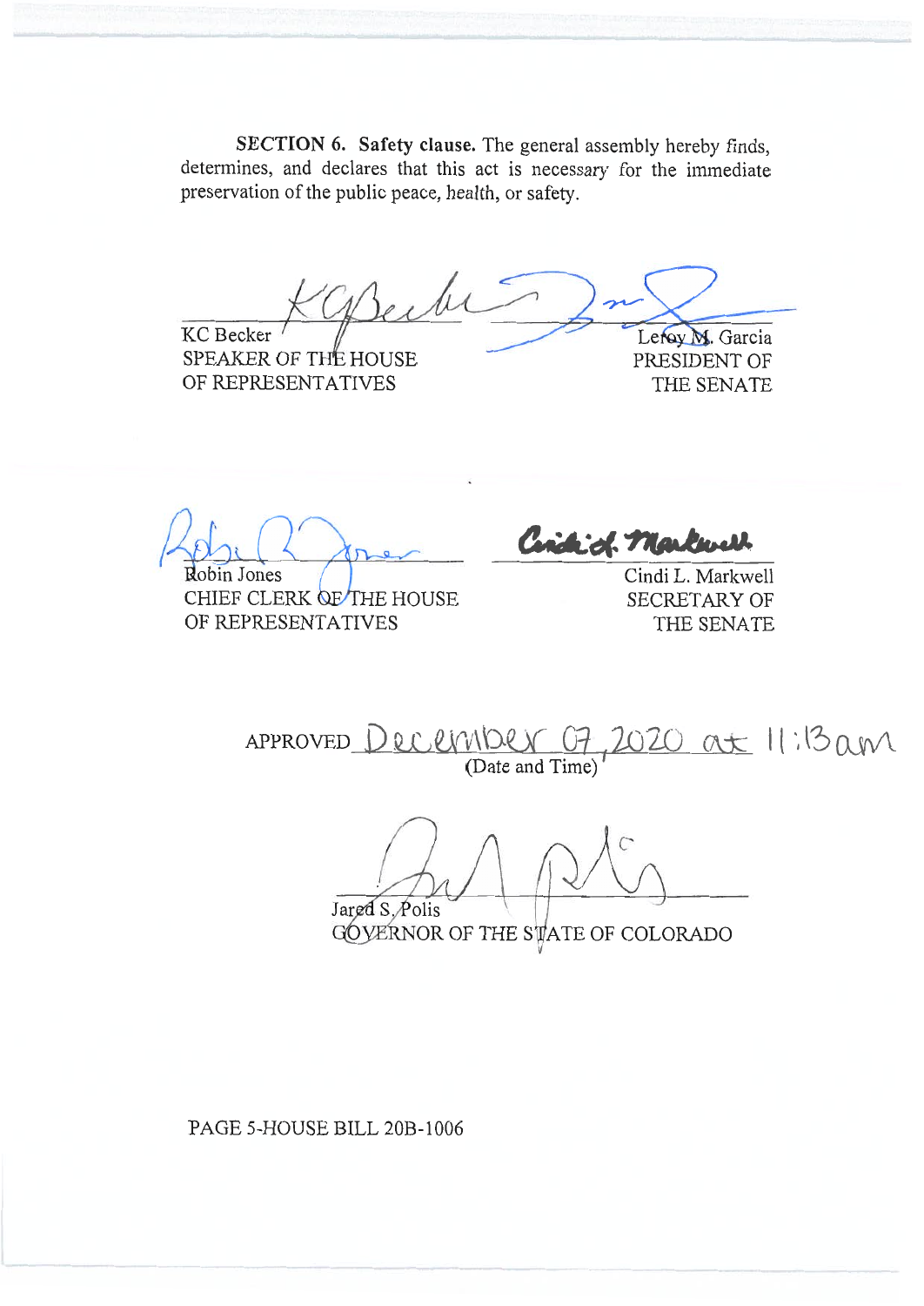**SECTION 6. Safety clause.** The general assembly hereby finds, determines, and declares that this act is necessary for the immediate preservation of the public peace, health, or safety.

KC Becker
SPEAKER OF THE HOUSE
OF REPRESENTATIVES

Leroy M. Garcia
PRESIDENT OF
THE SENATE

Robin Jones
CHIEF CLERK OF THE HOUSE
OF REPRESENTATIVES

Cindi L. Markwell
SECRETARY OF
THE SENATE

APPROVED December 07, 2020 at 11:13am
(Date and Time)

Jared S. Polis
GOVERNOR OF THE STATE OF COLORADO

PAGE 5-HOUSE BILL 20B-1006